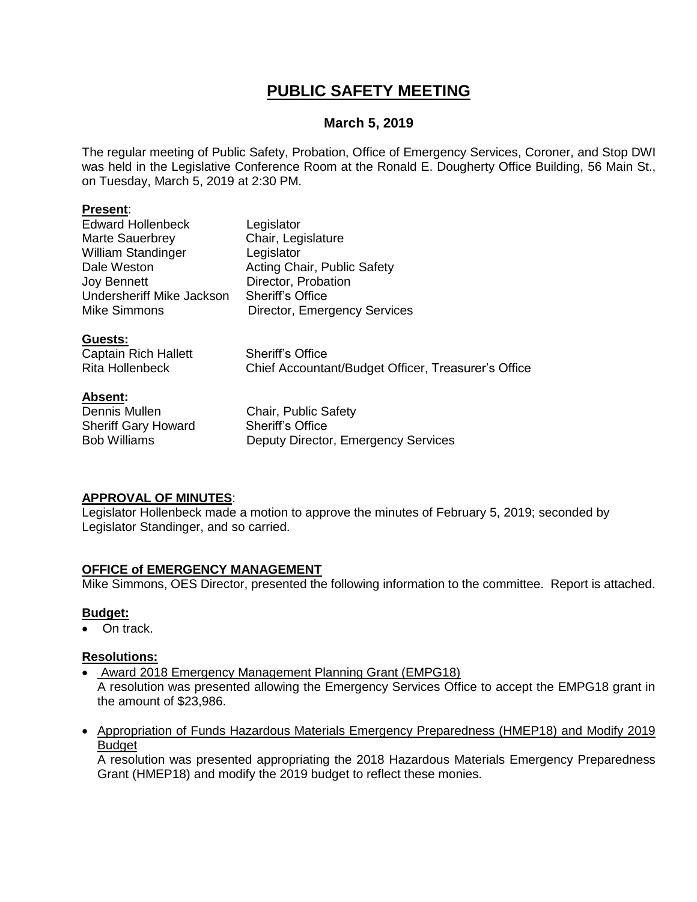# PUBLIC SAFETY MEETING

## March 5, 2019

The regular meeting of Public Safety, Probation, Office of Emergency Services, Coroner, and Stop DWI was held in the Legislative Conference Room at the Ronald E. Dougherty Office Building, 56 Main St., on Tuesday, March 5, 2019 at 2:30 PM.

**Present**:

| | |
|---|---|
| Edward Hollenbeck | Legislator |
| Marte Sauerbrey | Chair, Legislature |
| William Standinger | Legislator |
| Dale Weston | Acting Chair, Public Safety |
| Joy Bennett | Director, Probation |
| Undersheriff Mike Jackson | Sheriff's Office |
| Mike Simmons | Director, Emergency Services |

**Guests:**

| | |
|---|---|
| Captain Rich Hallett | Sheriff's Office |
| Rita Hollenbeck | Chief Accountant/Budget Officer, Treasurer's Office |

**Absent:**

| | |
|---|---|
| Dennis Mullen | Chair, Public Safety |
| Sheriff Gary Howard | Sheriff's Office |
| Bob Williams | Deputy Director, Emergency Services |

**APPROVAL OF MINUTES**:

Legislator Hollenbeck made a motion to approve the minutes of February 5, 2019; seconded by Legislator Standinger, and so carried.

**OFFICE of EMERGENCY MANAGEMENT**

Mike Simmons, OES Director, presented the following information to the committee. Report is attached.

**Budget:**

- On track.

**Resolutions:**

- Award 2018 Emergency Management Planning Grant (EMPG18)
  A resolution was presented allowing the Emergency Services Office to accept the EMPG18 grant in the amount of $23,986.

- Appropriation of Funds Hazardous Materials Emergency Preparedness (HMEP18) and Modify 2019 Budget
  A resolution was presented appropriating the 2018 Hazardous Materials Emergency Preparedness Grant (HMEP18) and modify the 2019 budget to reflect these monies.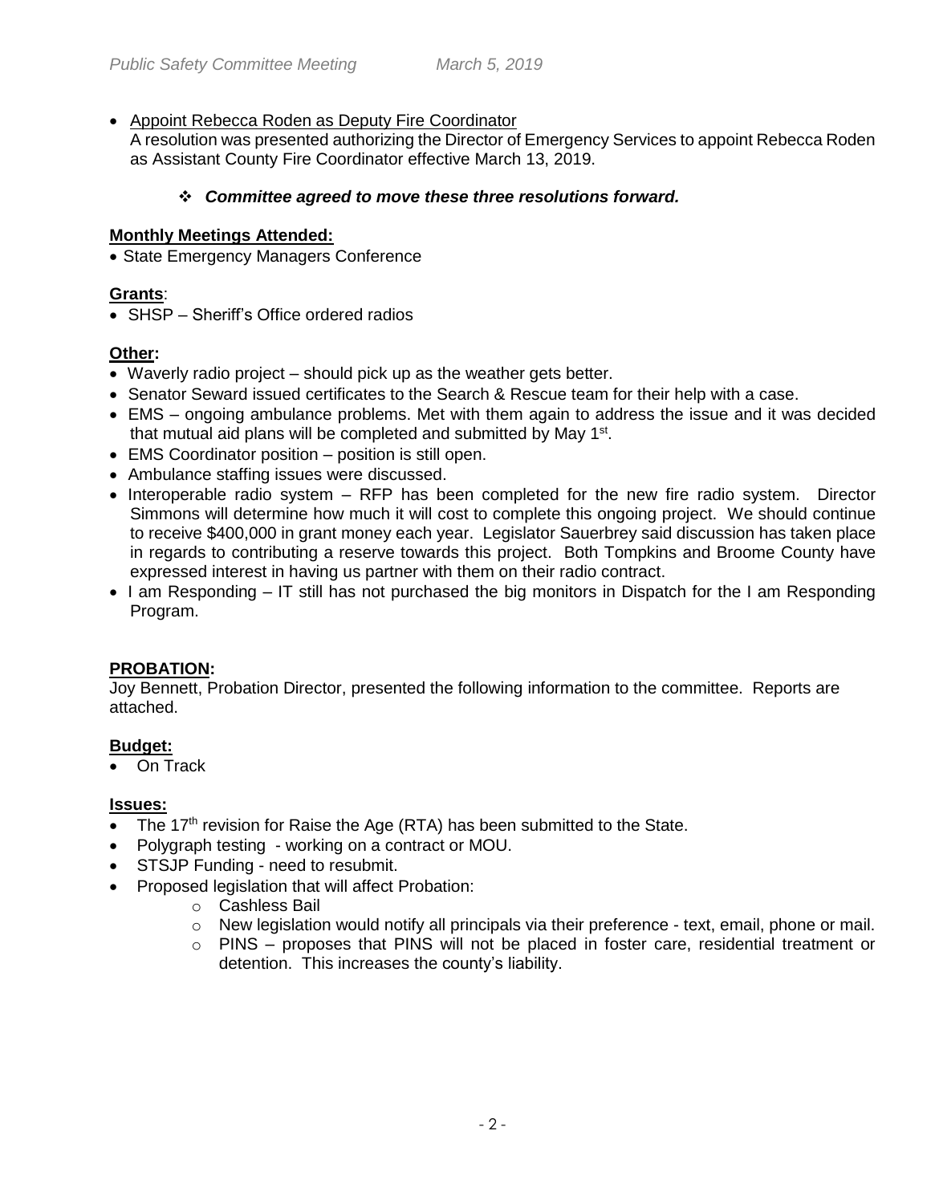- Appoint Rebecca Roden as Deputy Fire Coordinator
  A resolution was presented authorizing the Director of Emergency Services to appoint Rebecca Roden as Assistant County Fire Coordinator effective March 13, 2019.

  - ***Committee agreed to move these three resolutions forward.***

**Monthly Meetings Attended:**

- State Emergency Managers Conference

**Grants**:

- SHSP – Sheriff's Office ordered radios

**Other:**

- Waverly radio project – should pick up as the weather gets better.
- Senator Seward issued certificates to the Search & Rescue team for their help with a case.
- EMS – ongoing ambulance problems. Met with them again to address the issue and it was decided that mutual aid plans will be completed and submitted by May 1st.
- EMS Coordinator position – position is still open.
- Ambulance staffing issues were discussed.
- Interoperable radio system – RFP has been completed for the new fire radio system. Director Simmons will determine how much it will cost to complete this ongoing project. We should continue to receive $400,000 in grant money each year. Legislator Sauerbrey said discussion has taken place in regards to contributing a reserve towards this project. Both Tompkins and Broome County have expressed interest in having us partner with them on their radio contract.
- I am Responding – IT still has not purchased the big monitors in Dispatch for the I am Responding Program.

**PROBATION:**

Joy Bennett, Probation Director, presented the following information to the committee. Reports are attached.

**Budget:**

- On Track

**Issues:**

- The 17th revision for Raise the Age (RTA) has been submitted to the State.
- Polygraph testing - working on a contract or MOU.
- STSJP Funding - need to resubmit.
- Proposed legislation that will affect Probation:
  - Cashless Bail
  - New legislation would notify all principals via their preference - text, email, phone or mail.
  - PINS – proposes that PINS will not be placed in foster care, residential treatment or detention. This increases the county's liability.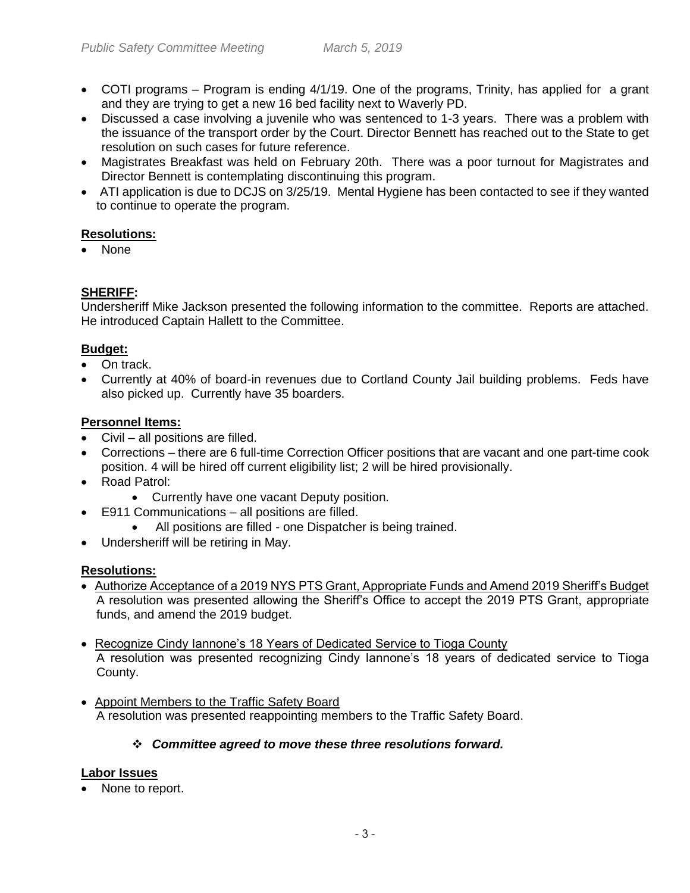- COTI programs – Program is ending 4/1/19. One of the programs, Trinity, has applied for a grant and they are trying to get a new 16 bed facility next to Waverly PD.
- Discussed a case involving a juvenile who was sentenced to 1-3 years. There was a problem with the issuance of the transport order by the Court. Director Bennett has reached out to the State to get resolution on such cases for future reference.
- Magistrates Breakfast was held on February 20th. There was a poor turnout for Magistrates and Director Bennett is contemplating discontinuing this program.
- ATI application is due to DCJS on 3/25/19. Mental Hygiene has been contacted to see if they wanted to continue to operate the program.

**Resolutions:**

- None

**SHERIFF:**

Undersheriff Mike Jackson presented the following information to the committee. Reports are attached. He introduced Captain Hallett to the Committee.

**Budget:**

- On track.
- Currently at 40% of board-in revenues due to Cortland County Jail building problems. Feds have also picked up. Currently have 35 boarders.

**Personnel Items:**

- Civil – all positions are filled.
- Corrections – there are 6 full-time Correction Officer positions that are vacant and one part-time cook position. 4 will be hired off current eligibility list; 2 will be hired provisionally.
- Road Patrol:
  - Currently have one vacant Deputy position.
- E911 Communications – all positions are filled.
  - All positions are filled - one Dispatcher is being trained.
- Undersheriff will be retiring in May.

**Resolutions:**

- Authorize Acceptance of a 2019 NYS PTS Grant, Appropriate Funds and Amend 2019 Sheriff's Budget
  A resolution was presented allowing the Sheriff's Office to accept the 2019 PTS Grant, appropriate funds, and amend the 2019 budget.

- Recognize Cindy Iannone's 18 Years of Dedicated Service to Tioga County
  A resolution was presented recognizing Cindy Iannone's 18 years of dedicated service to Tioga County.

- Appoint Members to the Traffic Safety Board
  A resolution was presented reappointing members to the Traffic Safety Board.

  - ***Committee agreed to move these three resolutions forward.***

**Labor Issues**

- None to report.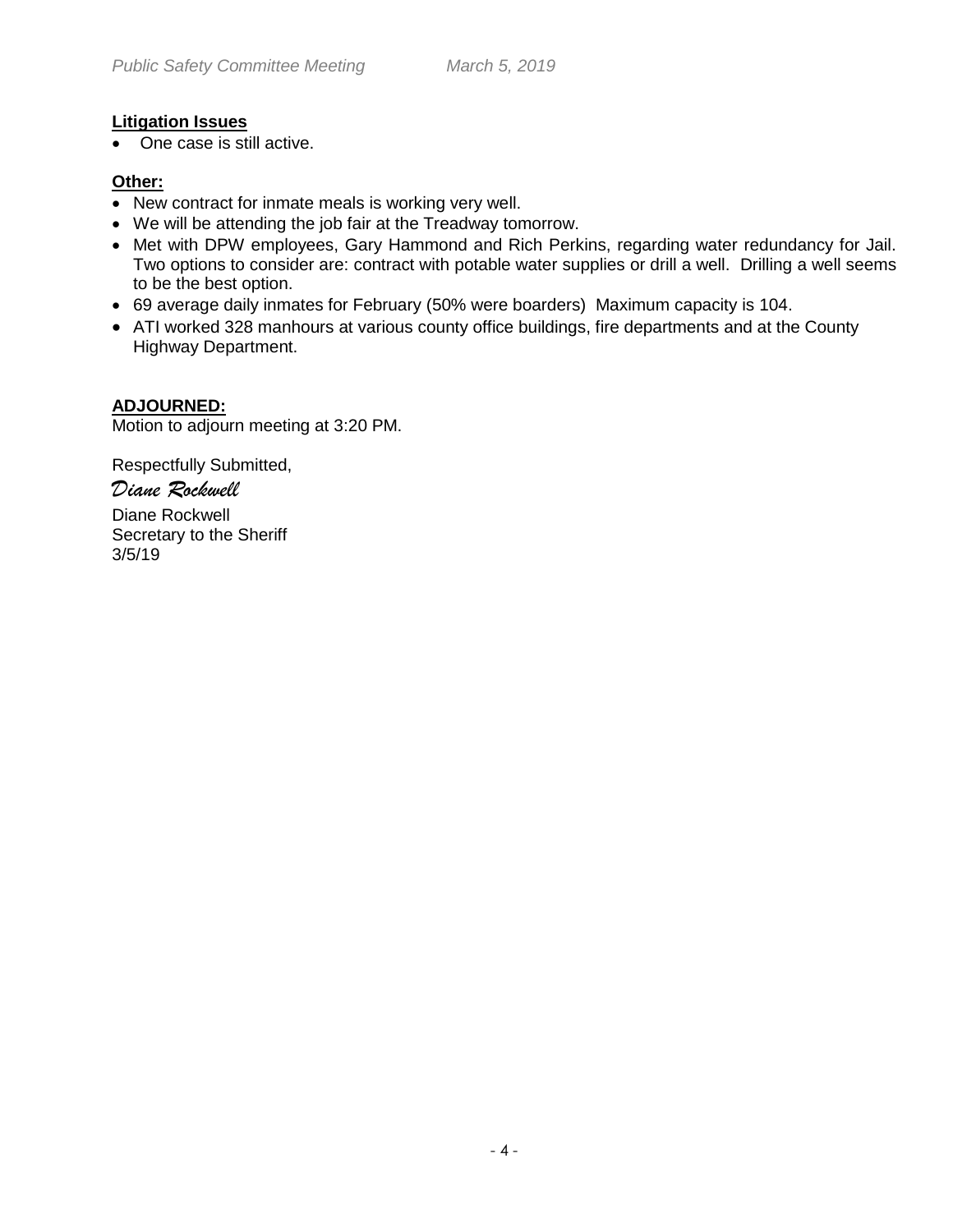**Litigation Issues**

- One case is still active.

**Other:**

- New contract for inmate meals is working very well.
- We will be attending the job fair at the Treadway tomorrow.
- Met with DPW employees, Gary Hammond and Rich Perkins, regarding water redundancy for Jail. Two options to consider are: contract with potable water supplies or drill a well. Drilling a well seems to be the best option.
- 69 average daily inmates for February (50% were boarders) Maximum capacity is 104.
- ATI worked 328 manhours at various county office buildings, fire departments and at the County Highway Department.

**ADJOURNED:**

Motion to adjourn meeting at 3:20 PM.

Respectfully Submitted,

*Diane Rockwell*

Diane Rockwell
Secretary to the Sheriff
3/5/19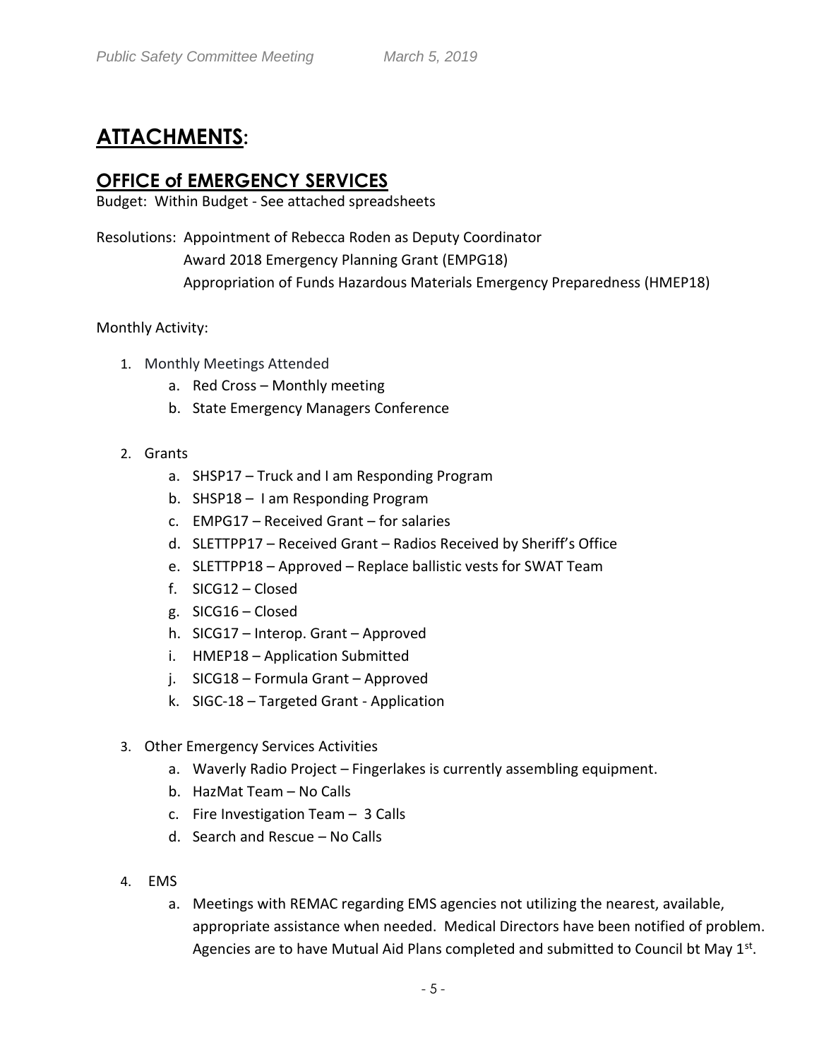# ATTACHMENTS:

## OFFICE of EMERGENCY SERVICES

Budget: Within Budget - See attached spreadsheets

Resolutions: Appointment of Rebecca Roden as Deputy Coordinator
Award 2018 Emergency Planning Grant (EMPG18)
Appropriation of Funds Hazardous Materials Emergency Preparedness (HMEP18)

Monthly Activity:

1. Monthly Meetings Attended
   a. Red Cross – Monthly meeting
   b. State Emergency Managers Conference

2. Grants
   a. SHSP17 – Truck and I am Responding Program
   b. SHSP18 – I am Responding Program
   c. EMPG17 – Received Grant – for salaries
   d. SLETTPP17 – Received Grant – Radios Received by Sheriff's Office
   e. SLETTPP18 – Approved – Replace ballistic vests for SWAT Team
   f. SICG12 – Closed
   g. SICG16 – Closed
   h. SICG17 – Interop. Grant – Approved
   i. HMEP18 – Application Submitted
   j. SICG18 – Formula Grant – Approved
   k. SIGC-18 – Targeted Grant - Application

3. Other Emergency Services Activities
   a. Waverly Radio Project – Fingerlakes is currently assembling equipment.
   b. HazMat Team – No Calls
   c. Fire Investigation Team – 3 Calls
   d. Search and Rescue – No Calls

4. EMS
   a. Meetings with REMAC regarding EMS agencies not utilizing the nearest, available, appropriate assistance when needed. Medical Directors have been notified of problem. Agencies are to have Mutual Aid Plans completed and submitted to Council bt May 1st.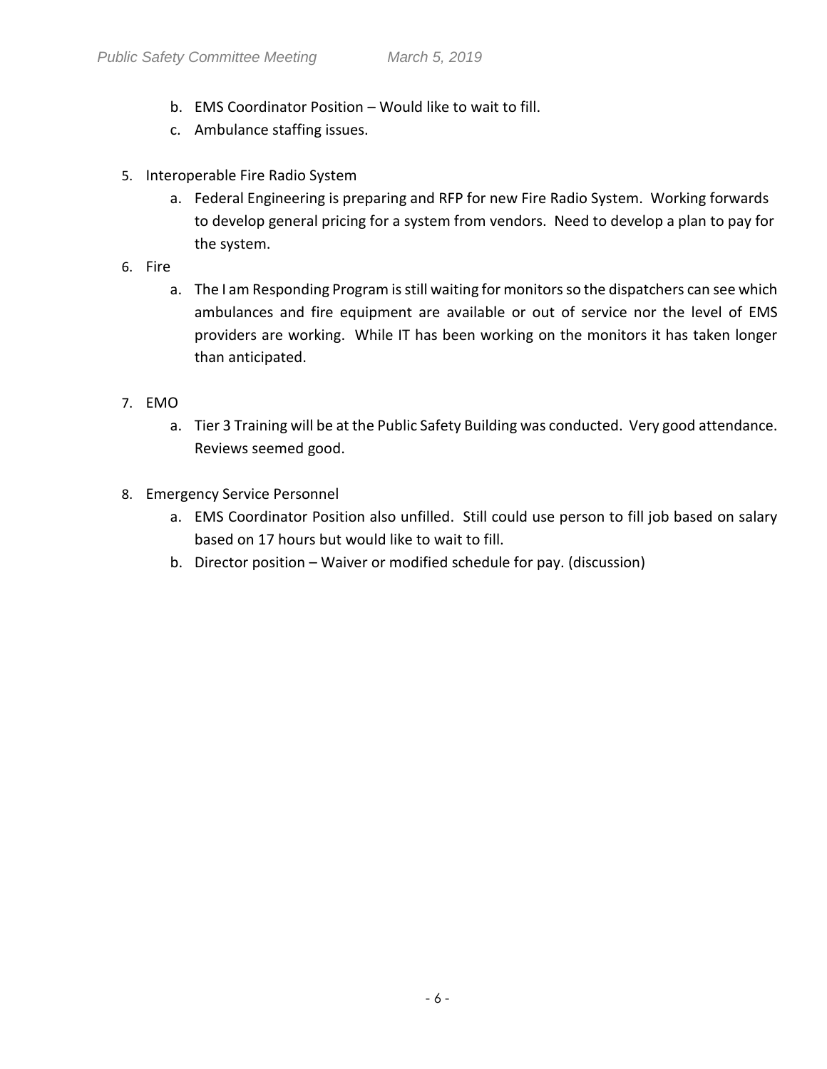b. EMS Coordinator Position – Would like to wait to fill.
   c. Ambulance staffing issues.

5. Interoperable Fire Radio System
   a. Federal Engineering is preparing and RFP for new Fire Radio System. Working forwards to develop general pricing for a system from vendors. Need to develop a plan to pay for the system.
6. Fire
   a. The I am Responding Program is still waiting for monitors so the dispatchers can see which ambulances and fire equipment are available or out of service nor the level of EMS providers are working. While IT has been working on the monitors it has taken longer than anticipated.

7. EMO
   a. Tier 3 Training will be at the Public Safety Building was conducted. Very good attendance. Reviews seemed good.

8. Emergency Service Personnel
   a. EMS Coordinator Position also unfilled. Still could use person to fill job based on salary based on 17 hours but would like to wait to fill.
   b. Director position – Waiver or modified schedule for pay. (discussion)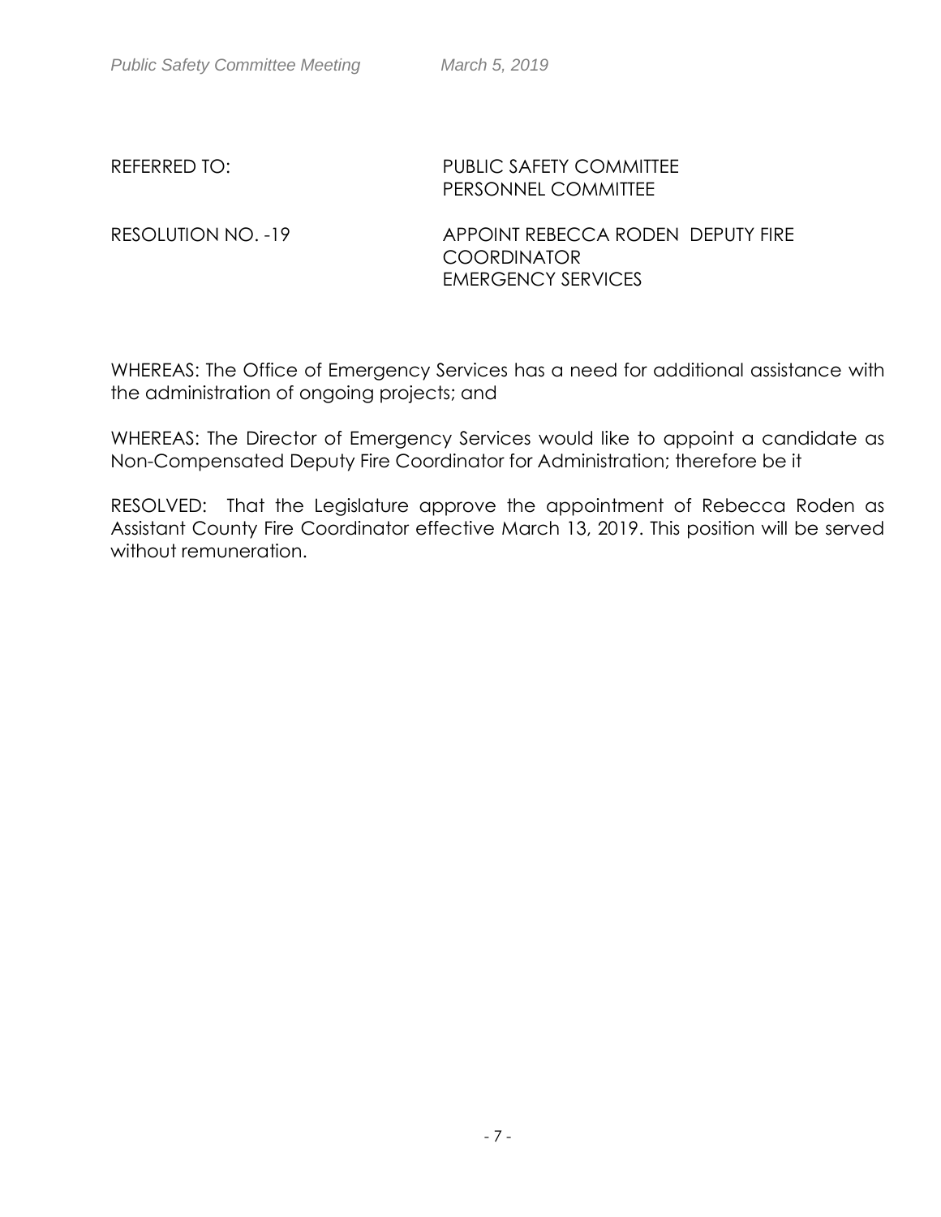REFERRED TO: PUBLIC SAFETY COMMITTEE
PERSONNEL COMMITTEE

RESOLUTION NO. -19 APPOINT REBECCA RODEN DEPUTY FIRE COORDINATOR
EMERGENCY SERVICES

WHEREAS: The Office of Emergency Services has a need for additional assistance with the administration of ongoing projects; and

WHEREAS: The Director of Emergency Services would like to appoint a candidate as Non-Compensated Deputy Fire Coordinator for Administration; therefore be it

RESOLVED: That the Legislature approve the appointment of Rebecca Roden as Assistant County Fire Coordinator effective March 13, 2019. This position will be served without remuneration.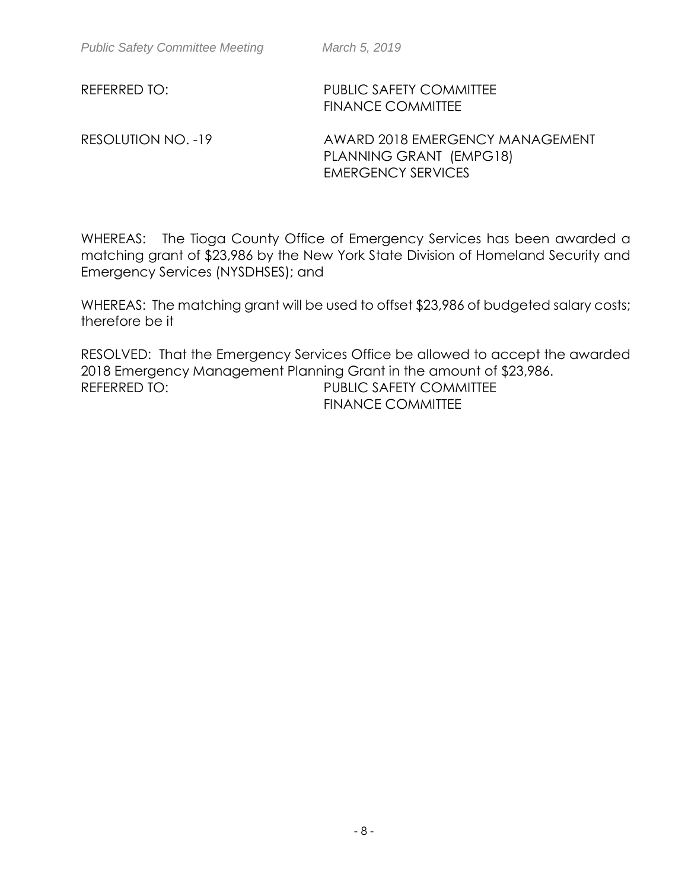REFERRED TO: PUBLIC SAFETY COMMITTEE
FINANCE COMMITTEE

RESOLUTION NO. -19 AWARD 2018 EMERGENCY MANAGEMENT PLANNING GRANT (EMPG18)
EMERGENCY SERVICES

WHEREAS: The Tioga County Office of Emergency Services has been awarded a matching grant of $23,986 by the New York State Division of Homeland Security and Emergency Services (NYSDHSES); and

WHEREAS: The matching grant will be used to offset $23,986 of budgeted salary costs; therefore be it

RESOLVED: That the Emergency Services Office be allowed to accept the awarded 2018 Emergency Management Planning Grant in the amount of $23,986.

REFERRED TO: PUBLIC SAFETY COMMITTEE
FINANCE COMMITTEE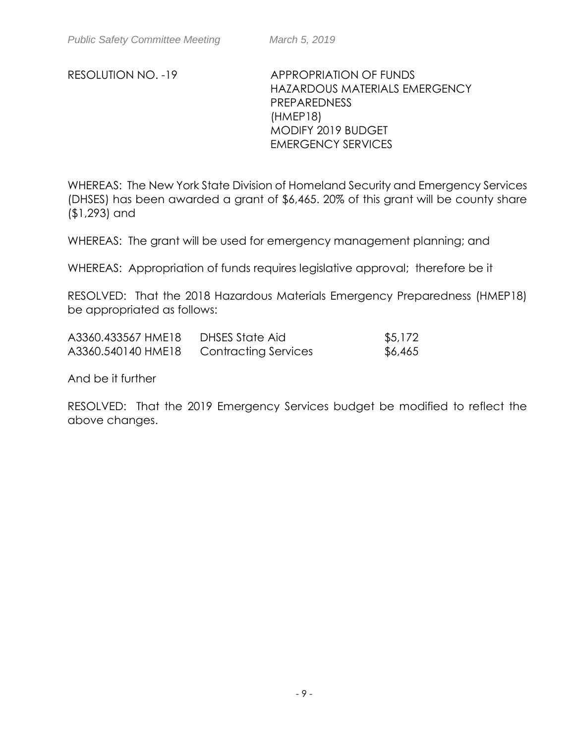RESOLUTION NO. -19

APPROPRIATION OF FUNDS
HAZARDOUS MATERIALS EMERGENCY PREPAREDNESS
(HMEP18)
MODIFY 2019 BUDGET
EMERGENCY SERVICES

WHEREAS: The New York State Division of Homeland Security and Emergency Services (DHSES) has been awarded a grant of $6,465. 20% of this grant will be county share ($1,293) and

WHEREAS: The grant will be used for emergency management planning; and

WHEREAS: Appropriation of funds requires legislative approval; therefore be it

RESOLVED: That the 2018 Hazardous Materials Emergency Preparedness (HMEP18) be appropriated as follows:

| | | |
|---|---|---|
| A3360.433567 HME18 | DHSES State Aid | $5,172 |
| A3360.540140 HME18 | Contracting Services | $6,465 |

And be it further

RESOLVED: That the 2019 Emergency Services budget be modified to reflect the above changes.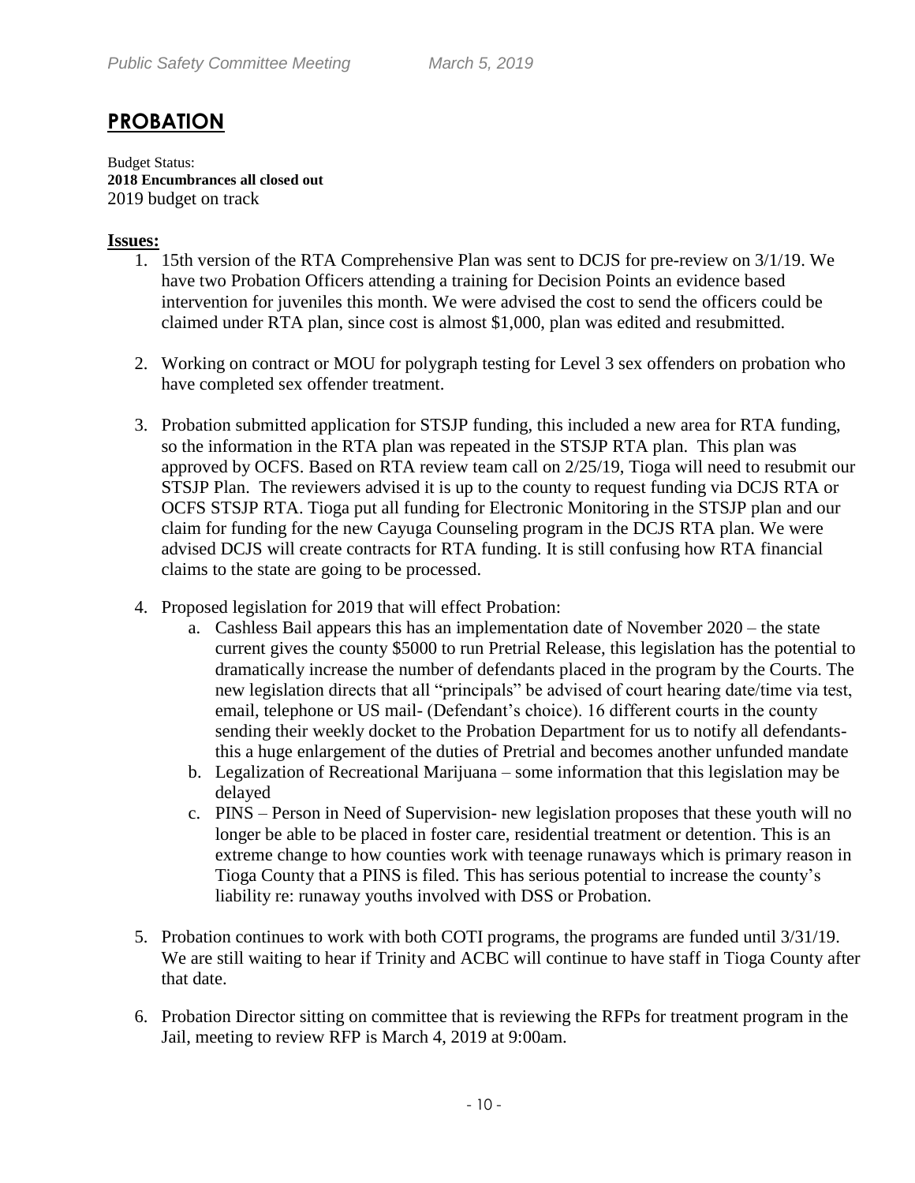## PROBATION

Budget Status:
**2018 Encumbrances all closed out**
2019 budget on track

**Issues:**

1. 15th version of the RTA Comprehensive Plan was sent to DCJS for pre-review on 3/1/19. We have two Probation Officers attending a training for Decision Points an evidence based intervention for juveniles this month. We were advised the cost to send the officers could be claimed under RTA plan, since cost is almost $1,000, plan was edited and resubmitted.

2. Working on contract or MOU for polygraph testing for Level 3 sex offenders on probation who have completed sex offender treatment.

3. Probation submitted application for STSJP funding, this included a new area for RTA funding, so the information in the RTA plan was repeated in the STSJP RTA plan. This plan was approved by OCFS. Based on RTA review team call on 2/25/19, Tioga will need to resubmit our STSJP Plan. The reviewers advised it is up to the county to request funding via DCJS RTA or OCFS STSJP RTA. Tioga put all funding for Electronic Monitoring in the STSJP plan and our claim for funding for the new Cayuga Counseling program in the DCJS RTA plan. We were advised DCJS will create contracts for RTA funding. It is still confusing how RTA financial claims to the state are going to be processed.

4. Proposed legislation for 2019 that will effect Probation:
   a. Cashless Bail appears this has an implementation date of November 2020 – the state current gives the county $5000 to run Pretrial Release, this legislation has the potential to dramatically increase the number of defendants placed in the program by the Courts. The new legislation directs that all "principals" be advised of court hearing date/time via test, email, telephone or US mail- (Defendant's choice). 16 different courts in the county sending their weekly docket to the Probation Department for us to notify all defendants- this a huge enlargement of the duties of Pretrial and becomes another unfunded mandate
   b. Legalization of Recreational Marijuana – some information that this legislation may be delayed
   c. PINS – Person in Need of Supervision- new legislation proposes that these youth will no longer be able to be placed in foster care, residential treatment or detention. This is an extreme change to how counties work with teenage runaways which is primary reason in Tioga County that a PINS is filed. This has serious potential to increase the county's liability re: runaway youths involved with DSS or Probation.

5. Probation continues to work with both COTI programs, the programs are funded until 3/31/19. We are still waiting to hear if Trinity and ACBC will continue to have staff in Tioga County after that date.

6. Probation Director sitting on committee that is reviewing the RFPs for treatment program in the Jail, meeting to review RFP is March 4, 2019 at 9:00am.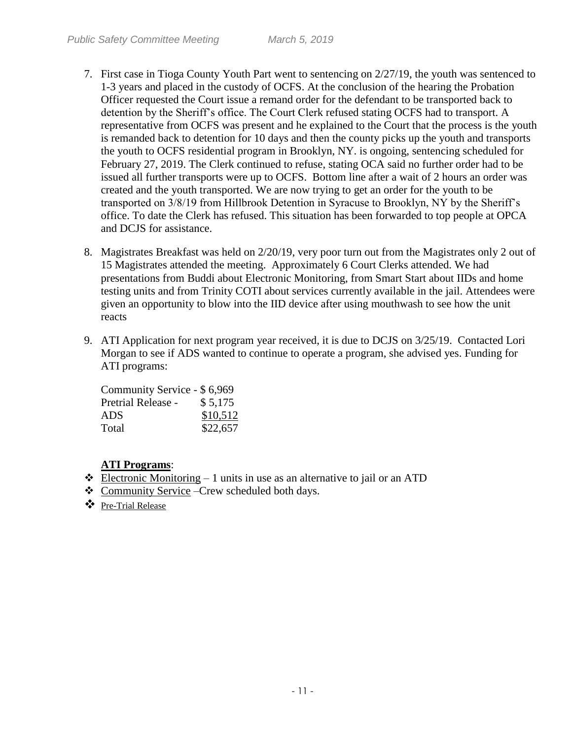7. First case in Tioga County Youth Part went to sentencing on 2/27/19, the youth was sentenced to 1-3 years and placed in the custody of OCFS. At the conclusion of the hearing the Probation Officer requested the Court issue a remand order for the defendant to be transported back to detention by the Sheriff's office. The Court Clerk refused stating OCFS had to transport. A representative from OCFS was present and he explained to the Court that the process is the youth is remanded back to detention for 10 days and then the county picks up the youth and transports the youth to OCFS residential program in Brooklyn, NY. is ongoing, sentencing scheduled for February 27, 2019. The Clerk continued to refuse, stating OCA said no further order had to be issued all further transports were up to OCFS. Bottom line after a wait of 2 hours an order was created and the youth transported. We are now trying to get an order for the youth to be transported on 3/8/19 from Hillbrook Detention in Syracuse to Brooklyn, NY by the Sheriff's office. To date the Clerk has refused. This situation has been forwarded to top people at OPCA and DCJS for assistance.

8. Magistrates Breakfast was held on 2/20/19, very poor turn out from the Magistrates only 2 out of 15 Magistrates attended the meeting. Approximately 6 Court Clerks attended. We had presentations from Buddi about Electronic Monitoring, from Smart Start about IIDs and home testing units and from Trinity COTI about services currently available in the jail. Attendees were given an opportunity to blow into the IID device after using mouthwash to see how the unit reacts

9. ATI Application for next program year received, it is due to DCJS on 3/25/19. Contacted Lori Morgan to see if ADS wanted to continue to operate a program, she advised yes. Funding for ATI programs:

   Community Service - $ 6,969
   Pretrial Release - $ 5,175
   ADS $10,512
   Total $22,657

**ATI Programs**:

- Electronic Monitoring – 1 units in use as an alternative to jail or an ATD
- Community Service –Crew scheduled both days.
- Pre-Trial Release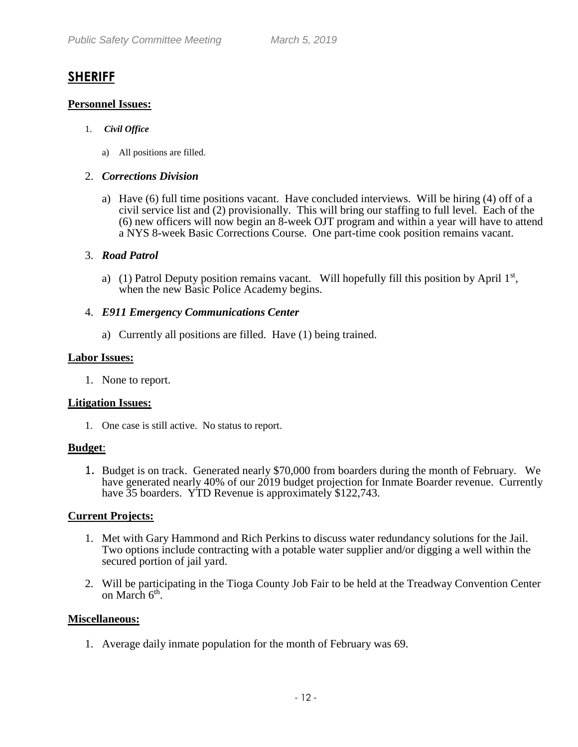## SHERIFF

### Personnel Issues:

1. ***Civil Office***

   a) All positions are filled.

2. ***Corrections Division***

   a) Have (6) full time positions vacant. Have concluded interviews. Will be hiring (4) off of a civil service list and (2) provisionally. This will bring our staffing to full level. Each of the (6) new officers will now begin an 8-week OJT program and within a year will have to attend a NYS 8-week Basic Corrections Course. One part-time cook position remains vacant.

3. ***Road Patrol***

   a) (1) Patrol Deputy position remains vacant. Will hopefully fill this position by April 1st, when the new Basic Police Academy begins.

4. ***E911 Emergency Communications Center***

   a) Currently all positions are filled. Have (1) being trained.

### Labor Issues:

1. None to report.

### Litigation Issues:

1. One case is still active. No status to report.

### Budget:

1. Budget is on track. Generated nearly $70,000 from boarders during the month of February. We have generated nearly 40% of our 2019 budget projection for Inmate Boarder revenue. Currently have 35 boarders. YTD Revenue is approximately $122,743.

### Current Projects:

1. Met with Gary Hammond and Rich Perkins to discuss water redundancy solutions for the Jail. Two options include contracting with a potable water supplier and/or digging a well within the secured portion of jail yard.
2. Will be participating in the Tioga County Job Fair to be held at the Treadway Convention Center on March 6th.

### Miscellaneous:

1. Average daily inmate population for the month of February was 69.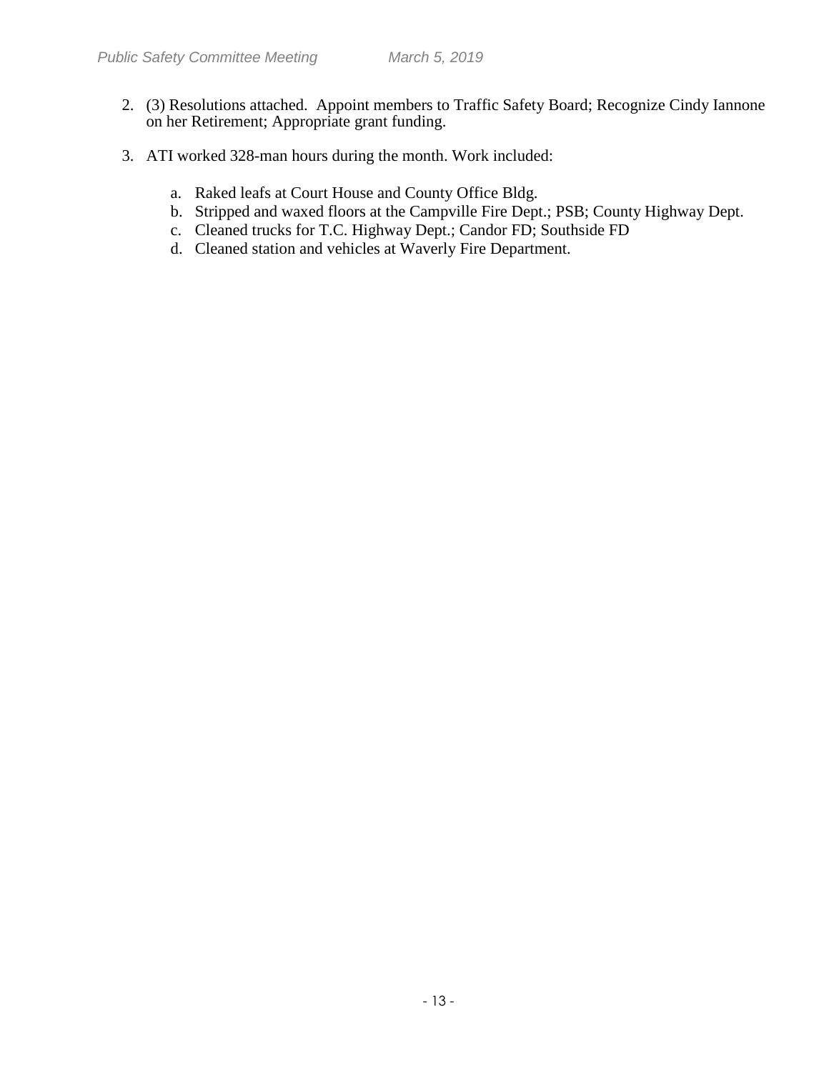2. (3) Resolutions attached. Appoint members to Traffic Safety Board; Recognize Cindy Iannone on her Retirement; Appropriate grant funding.

3. ATI worked 328-man hours during the month. Work included:

    a. Raked leafs at Court House and County Office Bldg.
    b. Stripped and waxed floors at the Campville Fire Dept.; PSB; County Highway Dept.
    c. Cleaned trucks for T.C. Highway Dept.; Candor FD; Southside FD
    d. Cleaned station and vehicles at Waverly Fire Department.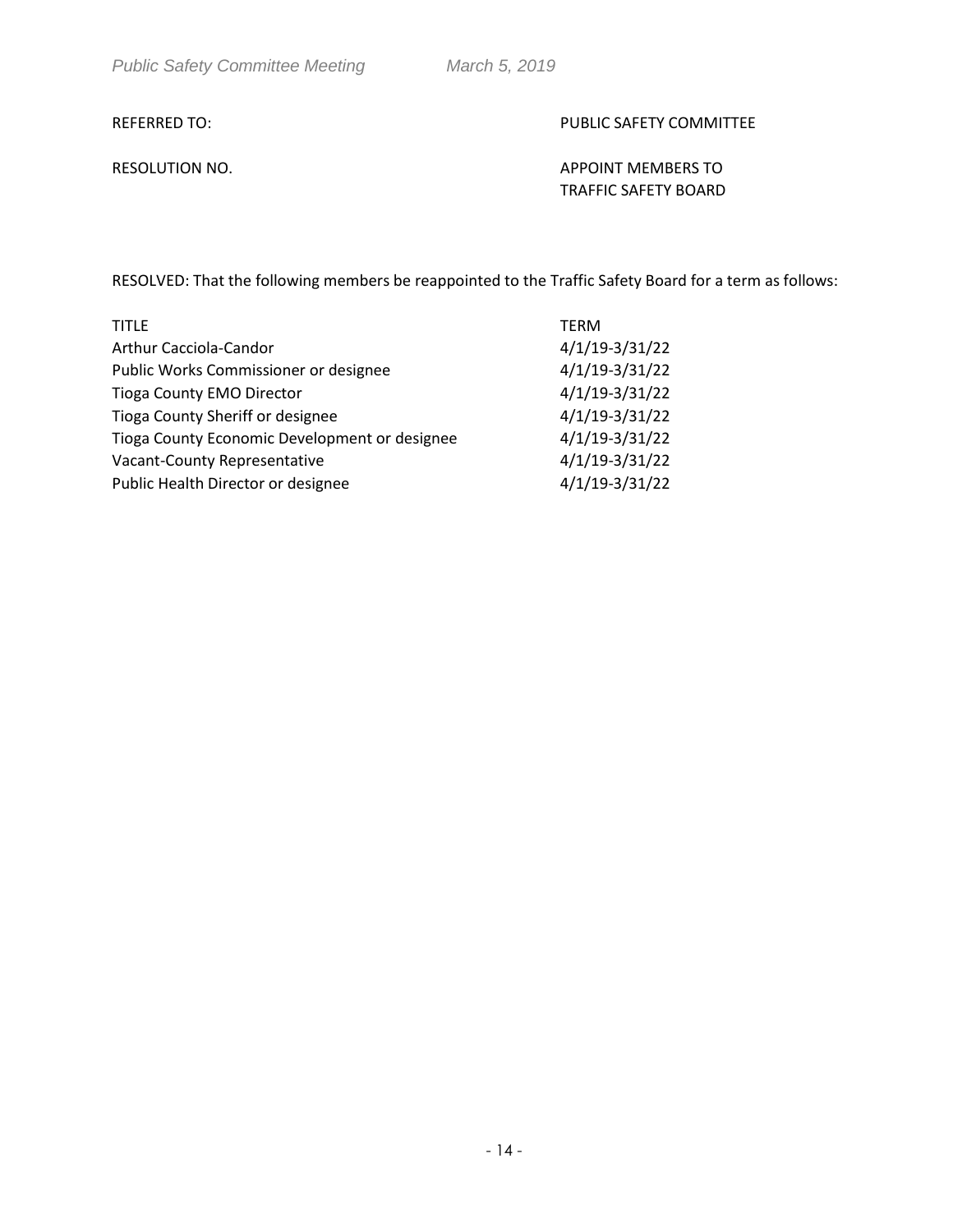REFERRED TO: PUBLIC SAFETY COMMITTEE

RESOLUTION NO. APPOINT MEMBERS TO TRAFFIC SAFETY BOARD

RESOLVED: That the following members be reappointed to the Traffic Safety Board for a term as follows:

| TITLE | TERM |
|---|---|
| Arthur Cacciola-Candor | 4/1/19-3/31/22 |
| Public Works Commissioner or designee | 4/1/19-3/31/22 |
| Tioga County EMO Director | 4/1/19-3/31/22 |
| Tioga County Sheriff or designee | 4/1/19-3/31/22 |
| Tioga County Economic Development or designee | 4/1/19-3/31/22 |
| Vacant-County Representative | 4/1/19-3/31/22 |
| Public Health Director or designee | 4/1/19-3/31/22 |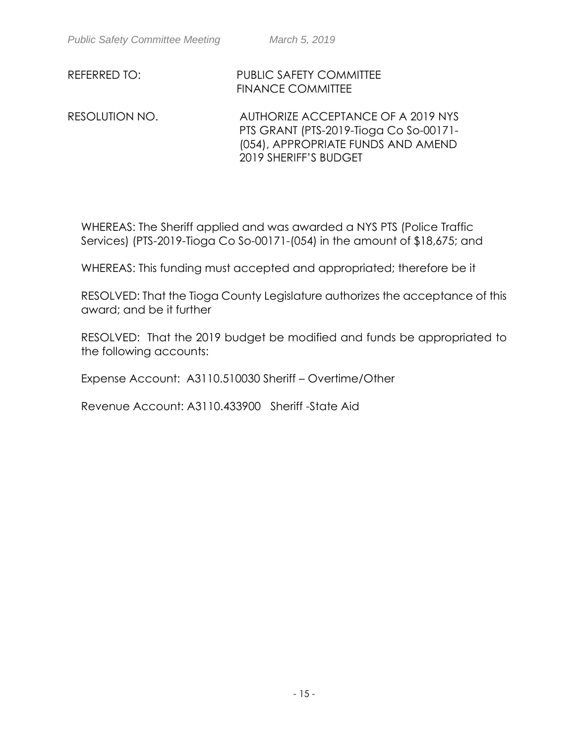REFERRED TO: PUBLIC SAFETY COMMITTEE
FINANCE COMMITTEE

RESOLUTION NO. AUTHORIZE ACCEPTANCE OF A 2019 NYS PTS GRANT (PTS-2019-Tioga Co So-00171-(054), APPROPRIATE FUNDS AND AMEND 2019 SHERIFF'S BUDGET

WHEREAS: The Sheriff applied and was awarded a NYS PTS (Police Traffic Services) (PTS-2019-Tioga Co So-00171-(054) in the amount of $18,675; and

WHEREAS: This funding must accepted and appropriated; therefore be it

RESOLVED: That the Tioga County Legislature authorizes the acceptance of this award; and be it further

RESOLVED: That the 2019 budget be modified and funds be appropriated to the following accounts:

Expense Account: A3110.510030 Sheriff – Overtime/Other

Revenue Account: A3110.433900 Sheriff -State Aid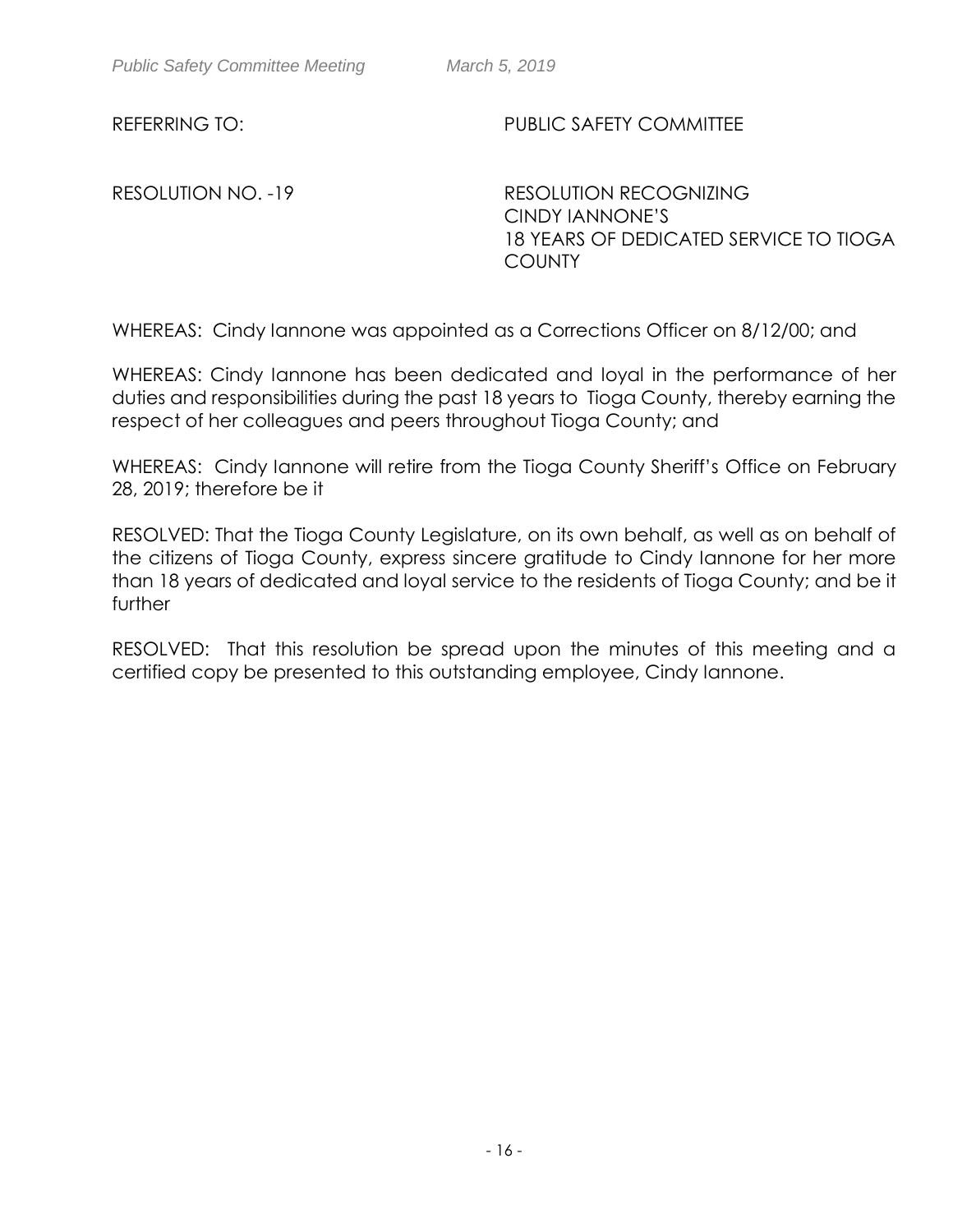REFERRING TO: PUBLIC SAFETY COMMITTEE

RESOLUTION NO. -19 RESOLUTION RECOGNIZING CINDY IANNONE'S 18 YEARS OF DEDICATED SERVICE TO TIOGA COUNTY

WHEREAS: Cindy Iannone was appointed as a Corrections Officer on 8/12/00; and

WHEREAS: Cindy Iannone has been dedicated and loyal in the performance of her duties and responsibilities during the past 18 years to Tioga County, thereby earning the respect of her colleagues and peers throughout Tioga County; and

WHEREAS: Cindy Iannone will retire from the Tioga County Sheriff's Office on February 28, 2019; therefore be it

RESOLVED: That the Tioga County Legislature, on its own behalf, as well as on behalf of the citizens of Tioga County, express sincere gratitude to Cindy Iannone for her more than 18 years of dedicated and loyal service to the residents of Tioga County; and be it further

RESOLVED: That this resolution be spread upon the minutes of this meeting and a certified copy be presented to this outstanding employee, Cindy Iannone.